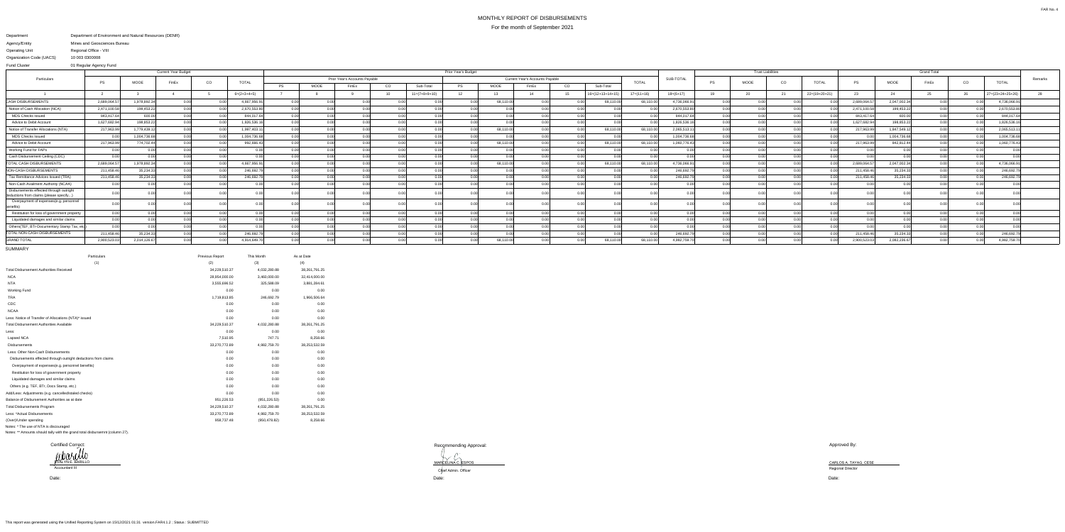FAR No. 4

# MONTHLY REPORT OF DISBURSEMENTS

For the month of September 2021

Department: Department of Environment and Natural Resources (DENR)

Agency/Entity: Mines and Geosciences Bureau

Operating Unit: Regional Office - VIII

Organization Code (UACS): 10 003 0300008

Fund Cluster: 01 Regular Agency Fund

| Particulars | Current Year Budget | | | | | Prior Year's Budget | | | | | | | | | | | | Trust Liabilities | | | | Grand Total | | | | | Remarks |
|---|---|---|---|---|---|---|---|---|---|---|---|---|---|---|---|---|---|---|---|---|---|---|---|---|---|---|---|
| | | | | | | Prior Year's Accounts Payable | | | | | Current Year's Accounts Payable | | | | | TOTAL | SUB-TOTAL | | | | | | | | | | |
| | PS | MOOE | FinEx | CO | TOTAL | PS | MOOE | FinEx | CO | Sub-Total | PS | MOOE | FinEx | CO | Sub-Total | | | PS | MOOE | CO | TOTAL | PS | MOOE | FinEx | CO | TOTAL | |
| 1 | 2 | 3 | 4 | 5 | 6=(2+3+4+5) | 7 | 8 | 9 | 10 | 11=(7+8+9+10) | 12 | 13 | 14 | 15 | 16=(12+13+14+15) | 17=(11+16) | 18=(6+17) | 19 | 20 | 21 | 22=(19+20+21) | 23 | 24 | 25 | 26 | 27=(23+24+25+26) | 28 |
| CASH DISBURSEMENTS | 2,689,064.57 | 1,978,892.34 | 0.00 | 0.00 | 4,667,956.91 | 0.00 | 0.00 | 0.00 | 0.00 | 0.00 | 0.00 | 68,110.00 | 0.00 | 0.00 | 68,110.00 | 68,110.00 | 4,736,066.91 | 0.00 | 0.00 | 0.00 | 0.00 | 2,689,064.57 | 2,047,002.34 | 0.00 | 0.00 | 4,736,066.91 | |
| Notice of Cash Allocation (NCA) | 2,471,100.58 | 199,453.22 | 0.00 | 0.00 | 2,670,553.80 | 0.00 | 0.00 | 0.00 | 0.00 | 0.00 | 0.00 | 0.00 | 0.00 | 0.00 | 0.00 | 0.00 | 2,670,553.80 | 0.00 | 0.00 | 0.00 | 0.00 | 2,471,100.58 | 199,453.22 | 0.00 | 0.00 | 2,670,553.80 | |
| MDS Checks Issued | 843,417.64 | 600.00 | 0.00 | 0.00 | 844,017.64 | 0.00 | 0.00 | 0.00 | 0.00 | 0.00 | 0.00 | 0.00 | 0.00 | 0.00 | 0.00 | 0.00 | 844,017.64 | 0.00 | 0.00 | 0.00 | 0.00 | 843,417.64 | 600.00 | 0.00 | 0.00 | 844,017.64 | |
| Advice to Debit Account | 1,627,682.94 | 198,853.22 | 0.00 | 0.00 | 1,826,536.16 | 0.00 | 0.00 | 0.00 | 0.00 | 0.00 | 0.00 | 0.00 | 0.00 | 0.00 | 0.00 | 0.00 | 1,826,536.16 | 0.00 | 0.00 | 0.00 | 0.00 | 1,627,682.94 | 198,853.22 | 0.00 | 0.00 | 1,826,536.16 | |
| Notice of Transfer Allocations (NTA) | 217,963.99 | 1,779,439.12 | 0.00 | 0.00 | 1,997,403.11 | 0.00 | 0.00 | 0.00 | 0.00 | 0.00 | 0.00 | 68,110.00 | 0.00 | 0.00 | 68,110.00 | 68,110.00 | 2,065,513.11 | 0.00 | 0.00 | 0.00 | 0.00 | 217,963.99 | 1,847,549.12 | 0.00 | 0.00 | 2,065,513.11 | |
| MDS Checks Issued | 0.00 | 1,004,736.68 | 0.00 | 0.00 | 1,004,736.68 | 0.00 | 0.00 | 0.00 | 0.00 | 0.00 | 0.00 | 0.00 | 0.00 | 0.00 | 0.00 | 0.00 | 1,004,736.68 | 0.00 | 0.00 | 0.00 | 0.00 | 0.00 | 1,004,736.68 | 0.00 | 0.00 | 1,004,736.68 | |
| Advice to Debit Account | 217,963.99 | 774,702.44 | 0.00 | 0.00 | 992,666.43 | 0.00 | 0.00 | 0.00 | 0.00 | 0.00 | 0.00 | 68,110.00 | 0.00 | 0.00 | 68,110.00 | 68,110.00 | 1,060,776.43 | 0.00 | 0.00 | 0.00 | 0.00 | 217,963.99 | 842,812.44 | 0.00 | 0.00 | 1,060,776.43 | |
| Working Fund for FAPs | 0.00 | 0.00 | 0.00 | 0.00 | 0.00 | 0.00 | 0.00 | 0.00 | 0.00 | 0.00 | 0.00 | 0.00 | 0.00 | 0.00 | 0.00 | 0.00 | 0.00 | 0.00 | 0.00 | 0.00 | 0.00 | 0.00 | 0.00 | 0.00 | 0.00 | 0.00 | |
| Cash Disbursement Ceiling (CDC) | 0.00 | 0.00 | 0.00 | 0.00 | 0.00 | 0.00 | 0.00 | 0.00 | 0.00 | 0.00 | 0.00 | 0.00 | 0.00 | 0.00 | 0.00 | 0.00 | 0.00 | 0.00 | 0.00 | 0.00 | 0.00 | 0.00 | 0.00 | 0.00 | 0.00 | 0.00 | |
| TOTAL CASH DISBURSEMENTS | 2,689,064.57 | 1,978,892.34 | 0.00 | 0.00 | 4,667,956.91 | 0.00 | 0.00 | 0.00 | 0.00 | 0.00 | 0.00 | 68,110.00 | 0.00 | 0.00 | 68,110.00 | 68,110.00 | 4,736,066.91 | 0.00 | 0.00 | 0.00 | 0.00 | 2,689,064.57 | 2,047,002.34 | 0.00 | 0.00 | 4,736,066.91 | |
| NON-CASH DISBURSEMENTS | 211,458.46 | 35,234.33 | 0.00 | 0.00 | 246,692.79 | 0.00 | 0.00 | 0.00 | 0.00 | 0.00 | 0.00 | 0.00 | 0.00 | 0.00 | 0.00 | 0.00 | 246,692.79 | 0.00 | 0.00 | 0.00 | 0.00 | 211,458.46 | 35,234.33 | 0.00 | 0.00 | 246,692.79 | |
| Tax Remittance Advices Issued (TRA) | 211,458.46 | 35,234.33 | 0.00 | 0.00 | 246,692.79 | 0.00 | 0.00 | 0.00 | 0.00 | 0.00 | 0.00 | 0.00 | 0.00 | 0.00 | 0.00 | 0.00 | 246,692.79 | 0.00 | 0.00 | 0.00 | 0.00 | 211,458.46 | 35,234.33 | 0.00 | 0.00 | 246,692.79 | |
| Non-Cash Availment Authority (NCAA) | 0.00 | 0.00 | 0.00 | 0.00 | 0.00 | 0.00 | 0.00 | 0.00 | 0.00 | 0.00 | 0.00 | 0.00 | 0.00 | 0.00 | 0.00 | 0.00 | 0.00 | 0.00 | 0.00 | 0.00 | 0.00 | 0.00 | 0.00 | 0.00 | 0.00 | 0.00 | |
| Disbursements effected through outright deductions from claims (please specify...) | 0.00 | 0.00 | 0.00 | 0.00 | 0.00 | 0.00 | 0.00 | 0.00 | 0.00 | 0.00 | 0.00 | 0.00 | 0.00 | 0.00 | 0.00 | 0.00 | 0.00 | 0.00 | 0.00 | 0.00 | 0.00 | 0.00 | 0.00 | 0.00 | 0.00 | 0.00 | |
| Overpayment of expenses(e.g. personnel benefits) | 0.00 | 0.00 | 0.00 | 0.00 | 0.00 | 0.00 | 0.00 | 0.00 | 0.00 | 0.00 | 0.00 | 0.00 | 0.00 | 0.00 | 0.00 | 0.00 | 0.00 | 0.00 | 0.00 | 0.00 | 0.00 | 0.00 | 0.00 | 0.00 | 0.00 | 0.00 | |
| Restitution for loss of government property | 0.00 | 0.00 | 0.00 | 0.00 | 0.00 | 0.00 | 0.00 | 0.00 | 0.00 | 0.00 | 0.00 | 0.00 | 0.00 | 0.00 | 0.00 | 0.00 | 0.00 | 0.00 | 0.00 | 0.00 | 0.00 | 0.00 | 0.00 | 0.00 | 0.00 | 0.00 | |
| Liquidated damages and similar claims | 0.00 | 0.00 | 0.00 | 0.00 | 0.00 | 0.00 | 0.00 | 0.00 | 0.00 | 0.00 | 0.00 | 0.00 | 0.00 | 0.00 | 0.00 | 0.00 | 0.00 | 0.00 | 0.00 | 0.00 | 0.00 | 0.00 | 0.00 | 0.00 | 0.00 | 0.00 | |
| Others(TEF, BTr-Documentary Stamp Tax, etc) | 0.00 | 0.00 | 0.00 | 0.00 | 0.00 | 0.00 | 0.00 | 0.00 | 0.00 | 0.00 | 0.00 | 0.00 | 0.00 | 0.00 | 0.00 | 0.00 | 0.00 | 0.00 | 0.00 | 0.00 | 0.00 | 0.00 | 0.00 | 0.00 | 0.00 | 0.00 | |
| TOTAL NON-CASH DISBURSEMENTS | 211,458.46 | 35,234.33 | 0.00 | 0.00 | 246,692.79 | 0.00 | 0.00 | 0.00 | 0.00 | 0.00 | 0.00 | 0.00 | 0.00 | 0.00 | 0.00 | 0.00 | 246,692.79 | 0.00 | 0.00 | 0.00 | 0.00 | 211,458.46 | 35,234.33 | 0.00 | 0.00 | 246,692.79 | |
| GRAND TOTAL | 2,900,523.03 | 2,014,126.67 | 0.00 | 0.00 | 4,914,649.70 | 0.00 | 0.00 | 0.00 | 0.00 | 0.00 | 0.00 | 68,110.00 | 0.00 | 0.00 | 68,110.00 | 68,110.00 | 4,982,759.70 | 0.00 | 0.00 | 0.00 | 0.00 | 2,900,523.03 | 2,082,236.67 | 0.00 | 0.00 | 4,982,759.70 | |

## SUMMARY

| Particulars | Previous Report | This Month | As at Date |
|---|---|---|---|
| (1) | (2) | (3) | (4) |
| Total Disbursement Authorities Received | 34,229,510.37 | 4,032,280.88 | 38,261,791.25 |
| NCA | 28,954,000.00 | 3,460,000.00 | 32,414,000.00 |
| NTA | 3,555,696.52 | 325,588.09 | 3,881,284.61 |
| Working Fund | 0.00 | 0.00 | 0.00 |
| TRA | 1,719,813.85 | 246,692.79 | 1,966,506.64 |
| CDC | 0.00 | 0.00 | 0.00 |
| NCAA | 0.00 | 0.00 | 0.00 |
| Less: Notice of Transfer of Allocations (NTA)* issued | 0.00 | 0.00 | 0.00 |
| Total Disbursement Authorities Available | 34,229,510.37 | 4,032,280.88 | 38,261,791.25 |
| Less: | 0.00 | 0.00 | 0.00 |
| Lapsed NCA | 7,510.95 | 747.71 | 8,258.66 |
| Disbursements | 33,270,772.89 | 4,982,759.70 | 38,253,532.59 |
| Less: Other Non-Cash Disbursements | 0.00 | 0.00 | 0.00 |
| Disbursements effected through outright deductions from claims | 0.00 | 0.00 | 0.00 |
| Overpayment of expenses(e.g. personnel benefits) | 0.00 | 0.00 | 0.00 |
| Restitution for loss of government property | 0.00 | 0.00 | 0.00 |
| Liquidated damages and similar claims | 0.00 | 0.00 | 0.00 |
| Others (e.g. TEF, BTr, Docs Stamp, etc.) | 0.00 | 0.00 | 0.00 |
| Add/Less: Adjustments (e.g. cancelled/staled checks) | 0.00 | 0.00 | 0.00 |
| Balance of Disbursement Authorities as at date | 951,226.53 | (951,226.53) | 0.00 |
| Total Disbursements Program | 34,229,510.37 | 4,032,280.88 | 38,261,791.25 |
| Less: *Actual Disbursements | 33,270,772.89 | 4,982,759.70 | 38,253,532.59 |
| (Over)/Under spending | 958,737.48 | (950,478.82) | 8,258.66 |

Notes: * The use of NTA is discouraged

Notes: ** Amounts should tally with the grand total disbursemnt (column 27).

Certified Correct:

EVALYN E. BARILLO
Accountant III

Date:

Recommending Approval:

MARCELINA C. ESPOS
Chief Admin. Officer

Date:

Approved By:

CARLOS A. TAYAG, CESE
Regional Director

Date:

This report was generated using the Unified Reporting System on 15/12/2021 01:31 version.FAR4.1.2 ; Status : SUBMITTED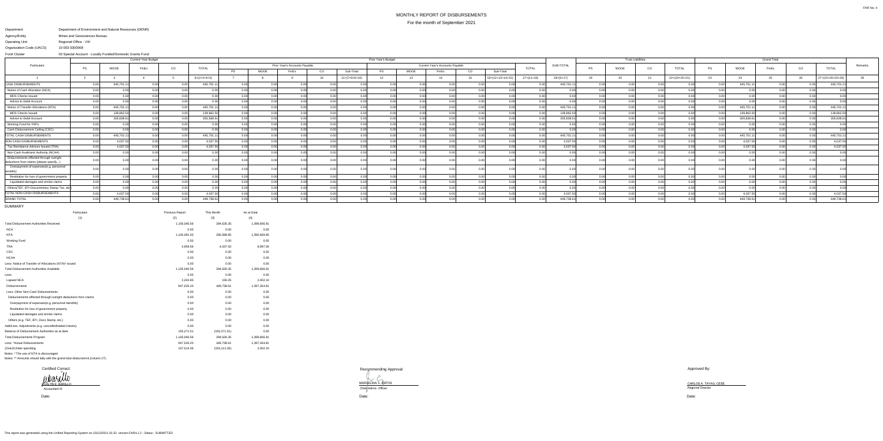FAR No. 4

# MONTHLY REPORT OF DISBURSEMENTS

For the month of September 2021

Department: Department of Environment and Natural Resources (DENR)
Agency/Entity: Mines and Geosciences Bureau
Operating Unit: Regional Office - VIII
Organization Code (UACS): 10 003 0300008
Fund Cluster: 03 Special Account - Locally Funded/Domestic Grants Fund

| Particulars | Current Year Budget | | | | | Prior Year's Budget | | | | | | | | | | | SUB-TOTAL | Trust Liabilities | | | | | Grand Total | | | | | Remarks |
|---|---|---|---|---|---|---|---|---|---|---|---|---|---|---|---|---|---|---|---|---|---|---|---|---|---|---|---|---|
| | PS | MOOE | FinEx | CO | TOTAL | Prior Year's Accounts Payable | | | | | Current Year's Accounts Payable | | | | | TOTAL | | PS | MOOE | CO | TOTAL | | PS | MOOE | FinEx | CO | TOTAL | |
| | | | | | | PS | MOOE | FinEx | CO | Sub-Total | PS | MOOE | FinEx | CO | Sub-Total | | | | | | | | | | | | | |
| 1 | 2 | 3 | 4 | 5 | 6=(2+3+4+5) | 7 | 8 | 9 | 10 | 11=(7+8+9+10) | 12 | 13 | 14 | 15 | 16=(12+13+14+15) | 17=(11+16) | 18=(6+17) | 19 | 20 | 21 | 22=(19+20+21) | | 23 | 24 | 25 | 26 | 27=(23+24+25+26) | 28 |
| CASH DISBURSEMENTS | 0.00 | 445,701.11 | 0.00 | 0.00 | 445,701.11 | 0.00 | 0.00 | 0.00 | 0.00 | 0.00 | 0.00 | 0.00 | 0.00 | 0.00 | 0.00 | 0.00 | 445,701.11 | 0.00 | 0.00 | 0.00 | 0.00 | | 0.00 | 445,701.11 | 0.00 | 0.00 | 445,701.11 | |
| Notice of Cash Allocation (NCA) | 0.00 | 0.00 | 0.00 | 0.00 | 0.00 | 0.00 | 0.00 | 0.00 | 0.00 | 0.00 | 0.00 | 0.00 | 0.00 | 0.00 | 0.00 | 0.00 | 0.00 | 0.00 | 0.00 | 0.00 | 0.00 | | 0.00 | 0.00 | 0.00 | 0.00 | 0.00 | |
| MDS Checks Issued | 0.00 | 0.00 | 0.00 | 0.00 | 0.00 | 0.00 | 0.00 | 0.00 | 0.00 | 0.00 | 0.00 | 0.00 | 0.00 | 0.00 | 0.00 | 0.00 | 0.00 | 0.00 | 0.00 | 0.00 | 0.00 | | 0.00 | 0.00 | 0.00 | 0.00 | 0.00 | |
| Advice to Debit Account | 0.00 | 0.00 | 0.00 | 0.00 | 0.00 | 0.00 | 0.00 | 0.00 | 0.00 | 0.00 | 0.00 | 0.00 | 0.00 | 0.00 | 0.00 | 0.00 | 0.00 | 0.00 | 0.00 | 0.00 | 0.00 | | 0.00 | 0.00 | 0.00 | 0.00 | 0.00 | |
| Notice of Transfer Allocations (NTA) | 0.00 | 445,701.11 | 0.00 | 0.00 | 445,701.11 | 0.00 | 0.00 | 0.00 | 0.00 | 0.00 | 0.00 | 0.00 | 0.00 | 0.00 | 0.00 | 0.00 | 445,701.11 | 0.00 | 0.00 | 0.00 | 0.00 | | 0.00 | 445,701.11 | 0.00 | 0.00 | 445,701.11 | |
| MDS Checks Issued | 0.00 | 139,862.50 | 0.00 | 0.00 | 139,862.50 | 0.00 | 0.00 | 0.00 | 0.00 | 0.00 | 0.00 | 0.00 | 0.00 | 0.00 | 0.00 | 0.00 | 139,862.50 | 0.00 | 0.00 | 0.00 | 0.00 | | 0.00 | 139,862.50 | 0.00 | 0.00 | 139,862.50 | |
| Advice to Debit Account | 0.00 | 305,838.61 | 0.00 | 0.00 | 305,838.61 | 0.00 | 0.00 | 0.00 | 0.00 | 0.00 | 0.00 | 0.00 | 0.00 | 0.00 | 0.00 | 0.00 | 305,838.61 | 0.00 | 0.00 | 0.00 | 0.00 | | 0.00 | 305,838.61 | 0.00 | 0.00 | 305,838.61 | |
| Working Fund for FAPs | 0.00 | 0.00 | 0.00 | 0.00 | 0.00 | 0.00 | 0.00 | 0.00 | 0.00 | 0.00 | 0.00 | 0.00 | 0.00 | 0.00 | 0.00 | 0.00 | 0.00 | 0.00 | 0.00 | 0.00 | 0.00 | | 0.00 | 0.00 | 0.00 | 0.00 | 0.00 | |
| Cash Disbursement Ceiling (CDC) | 0.00 | 0.00 | 0.00 | 0.00 | 0.00 | 0.00 | 0.00 | 0.00 | 0.00 | 0.00 | 0.00 | 0.00 | 0.00 | 0.00 | 0.00 | 0.00 | 0.00 | 0.00 | 0.00 | 0.00 | 0.00 | | 0.00 | 0.00 | 0.00 | 0.00 | 0.00 | |
| TOTAL CASH DISBURSEMENTS | 0.00 | 445,701.11 | 0.00 | 0.00 | 445,701.11 | 0.00 | 0.00 | 0.00 | 0.00 | 0.00 | 0.00 | 0.00 | 0.00 | 0.00 | 0.00 | 0.00 | 445,701.11 | 0.00 | 0.00 | 0.00 | 0.00 | | 0.00 | 445,701.11 | 0.00 | 0.00 | 445,701.11 | |
| NON-CASH DISBURSEMENTS | 0.00 | 4,037.50 | 0.00 | 0.00 | 4,037.50 | 0.00 | 0.00 | 0.00 | 0.00 | 0.00 | 0.00 | 0.00 | 0.00 | 0.00 | 0.00 | 0.00 | 4,037.50 | 0.00 | 0.00 | 0.00 | 0.00 | | 0.00 | 4,037.50 | 0.00 | 0.00 | 4,037.50 | |
| Tax Remittance Advices Issued (TRA) | 0.00 | 4,037.50 | 0.00 | 0.00 | 4,037.50 | 0.00 | 0.00 | 0.00 | 0.00 | 0.00 | 0.00 | 0.00 | 0.00 | 0.00 | 0.00 | 0.00 | 4,037.50 | 0.00 | 0.00 | 0.00 | 0.00 | | 0.00 | 4,037.50 | 0.00 | 0.00 | 4,037.50 | |
| Non-Cash Availment Authority (NCAA) | 0.00 | 0.00 | 0.00 | 0.00 | 0.00 | 0.00 | 0.00 | 0.00 | 0.00 | 0.00 | 0.00 | 0.00 | 0.00 | 0.00 | 0.00 | 0.00 | 0.00 | 0.00 | 0.00 | 0.00 | 0.00 | | 0.00 | 0.00 | 0.00 | 0.00 | 0.00 | |
| Disbursements effected through outright deductions from claims (please specify...) | 0.00 | 0.00 | 0.00 | 0.00 | 0.00 | 0.00 | 0.00 | 0.00 | 0.00 | 0.00 | 0.00 | 0.00 | 0.00 | 0.00 | 0.00 | 0.00 | 0.00 | 0.00 | 0.00 | 0.00 | 0.00 | | 0.00 | 0.00 | 0.00 | 0.00 | 0.00 | |
| Overpayment of expenses(e.g. personnel benefits) | 0.00 | 0.00 | 0.00 | 0.00 | 0.00 | 0.00 | 0.00 | 0.00 | 0.00 | 0.00 | 0.00 | 0.00 | 0.00 | 0.00 | 0.00 | 0.00 | 0.00 | 0.00 | 0.00 | 0.00 | 0.00 | | 0.00 | 0.00 | 0.00 | 0.00 | 0.00 | |
| Restitution for loss of government property | 0.00 | 0.00 | 0.00 | 0.00 | 0.00 | 0.00 | 0.00 | 0.00 | 0.00 | 0.00 | 0.00 | 0.00 | 0.00 | 0.00 | 0.00 | 0.00 | 0.00 | 0.00 | 0.00 | 0.00 | 0.00 | | 0.00 | 0.00 | 0.00 | 0.00 | 0.00 | |
| Liquidated damages and similar claims | 0.00 | 0.00 | 0.00 | 0.00 | 0.00 | 0.00 | 0.00 | 0.00 | 0.00 | 0.00 | 0.00 | 0.00 | 0.00 | 0.00 | 0.00 | 0.00 | 0.00 | 0.00 | 0.00 | 0.00 | 0.00 | | 0.00 | 0.00 | 0.00 | 0.00 | 0.00 | |
| Others(TEF, BTr-Documentary Stamp Tax, etc) | 0.00 | 0.00 | 0.00 | 0.00 | 0.00 | 0.00 | 0.00 | 0.00 | 0.00 | 0.00 | 0.00 | 0.00 | 0.00 | 0.00 | 0.00 | 0.00 | 0.00 | 0.00 | 0.00 | 0.00 | 0.00 | | 0.00 | 0.00 | 0.00 | 0.00 | 0.00 | |
| TOTAL NON-CASH DISBURSEMENTS | 0.00 | 4,037.50 | 0.00 | 0.00 | 4,037.50 | 0.00 | 0.00 | 0.00 | 0.00 | 0.00 | 0.00 | 0.00 | 0.00 | 0.00 | 0.00 | 0.00 | 4,037.50 | 0.00 | 0.00 | 0.00 | 0.00 | | 0.00 | 4,037.50 | 0.00 | 0.00 | 4,037.50 | |
| GRAND TOTAL | 0.00 | 449,738.61 | 0.00 | 0.00 | 449,738.61 | 0.00 | 0.00 | 0.00 | 0.00 | 0.00 | 0.00 | 0.00 | 0.00 | 0.00 | 0.00 | 0.00 | 449,738.61 | 0.00 | 0.00 | 0.00 | 0.00 | | 0.00 | 449,738.61 | 0.00 | 0.00 | 449,738.61 | |

## SUMMARY

| Particulars | Previous Report | This Month | As at Date |
|---|---|---|---|
| (1) | (2) | (3) | (4) |
| Total Disbursement Authorities Received | 1,105,040.56 | 294,626.35 | 1,399,666.91 |
| NCA | 0.00 | 0.00 | 0.00 |
| NTA | 1,100,081.00 | 290,588.85 | 1,390,669.85 |
| Working Fund | 0.00 | 0.00 | 0.00 |
| TRA | 4,959.56 | 4,037.50 | 8,997.06 |
| CDC | 0.00 | 0.00 | 0.00 |
| NCAA | 0.00 | 0.00 | 0.00 |
| Less: Notice of Transfer of Allocations (NTA)* issued | 0.00 | 0.00 | 0.00 |
| Total Disbursement Authorities Available | 1,105,040.56 | 294,626.35 | 1,399,666.91 |
| Less: | 0.00 | 0.00 | 0.00 |
| Lapsed NCA | 2,242.85 | 159.25 | 2,402.10 |
| Disbursements | 947,526.20 | 449,738.61 | 1,397,264.81 |
| Less: Other Non-Cash Disbursements | 0.00 | 0.00 | 0.00 |
| Disbursements effected through outright deductions from claims | 0.00 | 0.00 | 0.00 |
| Overpayment of expenses(e.g. personnel benefits) | 0.00 | 0.00 | 0.00 |
| Restitution for loss of government property | 0.00 | 0.00 | 0.00 |
| Liquidated damages and similar claims | 0.00 | 0.00 | 0.00 |
| Others (e.g. TEF, BTr, Docs Stamp, etc.) | 0.00 | 0.00 | 0.00 |
| Add/Less: Adjustments (e.g. cancelled/staled checks) | 0.00 | 0.00 | 0.00 |
| Balance of Disbursement Authorities as at date | 155,271.51 | (155,271.51) | 0.00 |
| Total Disbursements Program | 1,105,040.56 | 294,626.35 | 1,399,666.91 |
| Less: *Actual Disbursements | 947,526.20 | 449,738.61 | 1,397,264.81 |
| (Over)/Under spending | 157,514.36 | (155,112.26) | 2,402.10 |

Notes: * The use of NTA is discouraged

Notes: ** Amounts should tally with the grand total disbursemnt (column 27).

Certified Correct:

EVALYN E. BARILLO
Accountant III

Date:

Recommending Approval:

MARCELINA C. ESPOS
Chief Admin. Officer

Date:

Approved By:

CARLOS A. TAYAG, CESE
Regional Director

Date:

This report was generated using the Unified Reporting System on 15/12/2021 01:32 version.FAR4.1.2 ; Status : SUBMITTED